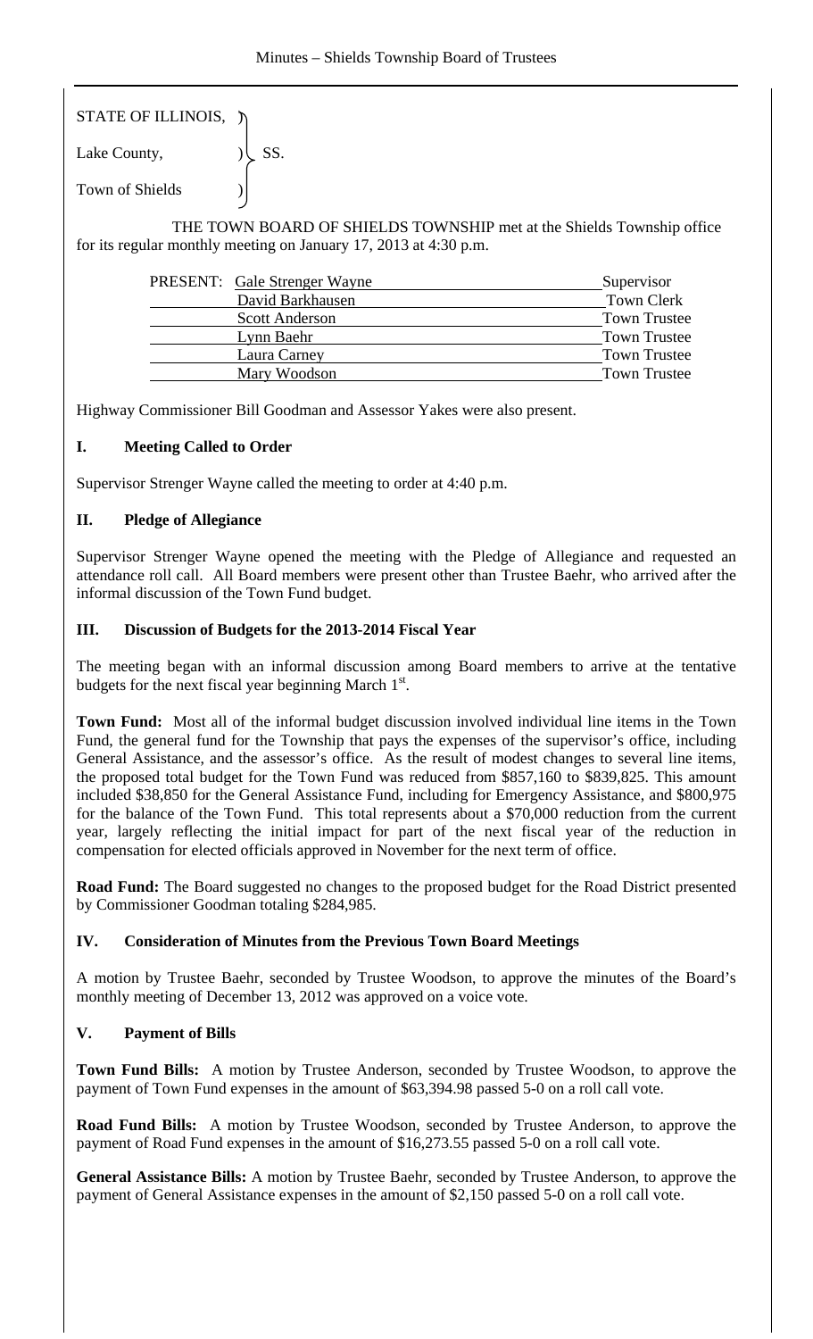STATE OF ILLINOIS, )
Lake County, ) SS.
Town of Shields )

THE TOWN BOARD OF SHIELDS TOWNSHIP met at the Shields Township office for its regular monthly meeting on January 17, 2013 at 4:30 p.m.

| PRESENT: | Gale Strenger Wayne | Supervisor |
|---|---|---|
| | David Barkhausen | Town Clerk |
| | Scott Anderson | Town Trustee |
| | Lynn Baehr | Town Trustee |
| | Laura Carney | Town Trustee |
| | Mary Woodson | Town Trustee |

Highway Commissioner Bill Goodman and Assessor Yakes were also present.

## I. Meeting Called to Order

Supervisor Strenger Wayne called the meeting to order at 4:40 p.m.

## II. Pledge of Allegiance

Supervisor Strenger Wayne opened the meeting with the Pledge of Allegiance and requested an attendance roll call. All Board members were present other than Trustee Baehr, who arrived after the informal discussion of the Town Fund budget.

## III. Discussion of Budgets for the 2013-2014 Fiscal Year

The meeting began with an informal discussion among Board members to arrive at the tentative budgets for the next fiscal year beginning March 1st.

**Town Fund:** Most all of the informal budget discussion involved individual line items in the Town Fund, the general fund for the Township that pays the expenses of the supervisor's office, including General Assistance, and the assessor's office. As the result of modest changes to several line items, the proposed total budget for the Town Fund was reduced from $857,160 to $839,825. This amount included $38,850 for the General Assistance Fund, including for Emergency Assistance, and $800,975 for the balance of the Town Fund. This total represents about a $70,000 reduction from the current year, largely reflecting the initial impact for part of the next fiscal year of the reduction in compensation for elected officials approved in November for the next term of office.

**Road Fund:** The Board suggested no changes to the proposed budget for the Road District presented by Commissioner Goodman totaling $284,985.

## IV. Consideration of Minutes from the Previous Town Board Meetings

A motion by Trustee Baehr, seconded by Trustee Woodson, to approve the minutes of the Board's monthly meeting of December 13, 2012 was approved on a voice vote.

## V. Payment of Bills

**Town Fund Bills:** A motion by Trustee Anderson, seconded by Trustee Woodson, to approve the payment of Town Fund expenses in the amount of $63,394.98 passed 5-0 on a roll call vote.

**Road Fund Bills:** A motion by Trustee Woodson, seconded by Trustee Anderson, to approve the payment of Road Fund expenses in the amount of $16,273.55 passed 5-0 on a roll call vote.

**General Assistance Bills:** A motion by Trustee Baehr, seconded by Trustee Anderson, to approve the payment of General Assistance expenses in the amount of $2,150 passed 5-0 on a roll call vote.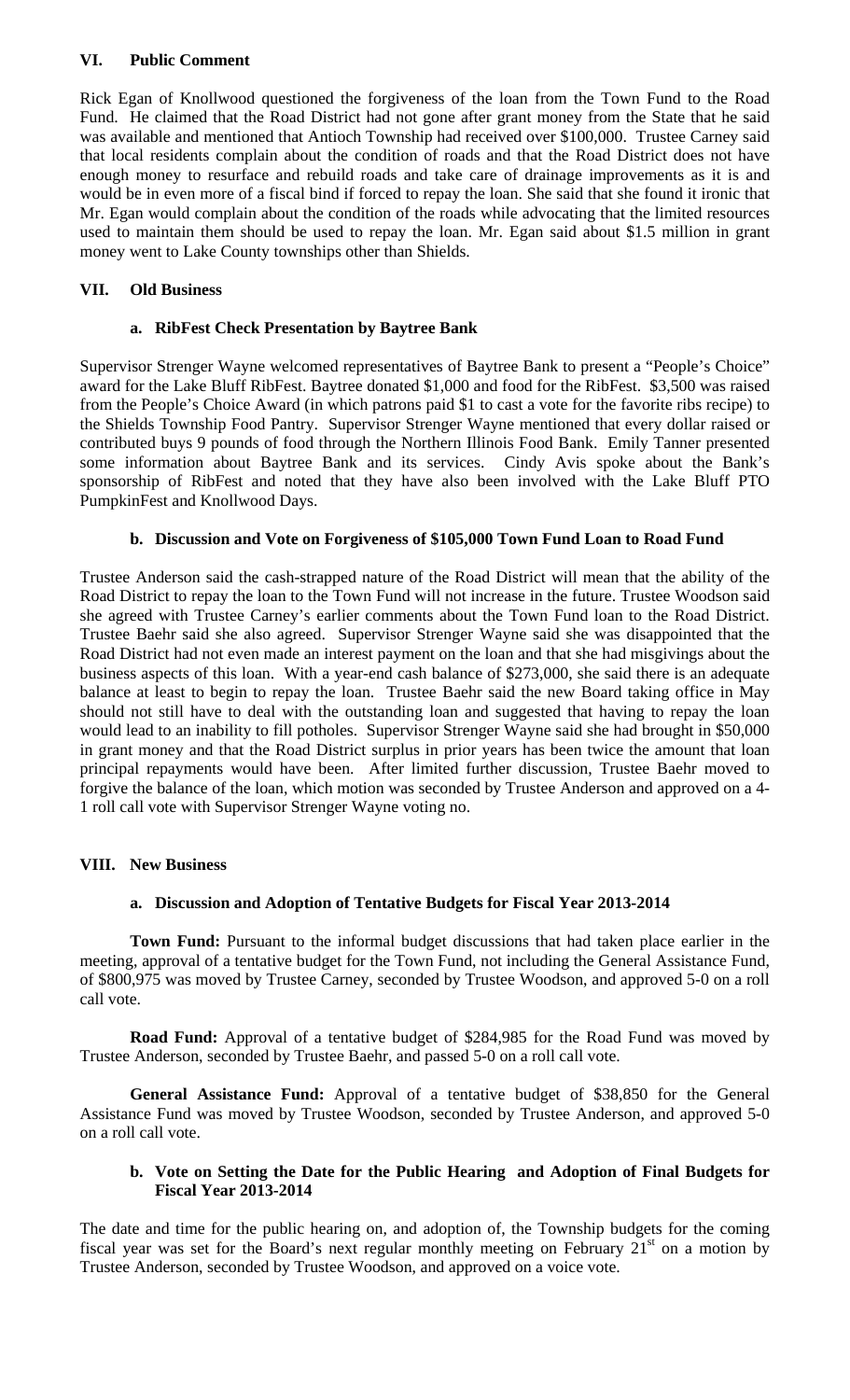## VI. Public Comment

Rick Egan of Knollwood questioned the forgiveness of the loan from the Town Fund to the Road Fund. He claimed that the Road District had not gone after grant money from the State that he said was available and mentioned that Antioch Township had received over $100,000. Trustee Carney said that local residents complain about the condition of roads and that the Road District does not have enough money to resurface and rebuild roads and take care of drainage improvements as it is and would be in even more of a fiscal bind if forced to repay the loan. She said that she found it ironic that Mr. Egan would complain about the condition of the roads while advocating that the limited resources used to maintain them should be used to repay the loan. Mr. Egan said about $1.5 million in grant money went to Lake County townships other than Shields.

## VII. Old Business

### a. RibFest Check Presentation by Baytree Bank

Supervisor Strenger Wayne welcomed representatives of Baytree Bank to present a "People's Choice" award for the Lake Bluff RibFest. Baytree donated $1,000 and food for the RibFest. $3,500 was raised from the People's Choice Award (in which patrons paid $1 to cast a vote for the favorite ribs recipe) to the Shields Township Food Pantry. Supervisor Strenger Wayne mentioned that every dollar raised or contributed buys 9 pounds of food through the Northern Illinois Food Bank. Emily Tanner presented some information about Baytree Bank and its services. Cindy Avis spoke about the Bank's sponsorship of RibFest and noted that they have also been involved with the Lake Bluff PTO PumpkinFest and Knollwood Days.

### b. Discussion and Vote on Forgiveness of $105,000 Town Fund Loan to Road Fund

Trustee Anderson said the cash-strapped nature of the Road District will mean that the ability of the Road District to repay the loan to the Town Fund will not increase in the future. Trustee Woodson said she agreed with Trustee Carney's earlier comments about the Town Fund loan to the Road District. Trustee Baehr said she also agreed. Supervisor Strenger Wayne said she was disappointed that the Road District had not even made an interest payment on the loan and that she had misgivings about the business aspects of this loan. With a year-end cash balance of $273,000, she said there is an adequate balance at least to begin to repay the loan. Trustee Baehr said the new Board taking office in May should not still have to deal with the outstanding loan and suggested that having to repay the loan would lead to an inability to fill potholes. Supervisor Strenger Wayne said she had brought in $50,000 in grant money and that the Road District surplus in prior years has been twice the amount that loan principal repayments would have been. After limited further discussion, Trustee Baehr moved to forgive the balance of the loan, which motion was seconded by Trustee Anderson and approved on a 4-1 roll call vote with Supervisor Strenger Wayne voting no.

## VIII. New Business

### a. Discussion and Adoption of Tentative Budgets for Fiscal Year 2013-2014

**Town Fund:** Pursuant to the informal budget discussions that had taken place earlier in the meeting, approval of a tentative budget for the Town Fund, not including the General Assistance Fund, of $800,975 was moved by Trustee Carney, seconded by Trustee Woodson, and approved 5-0 on a roll call vote.

**Road Fund:** Approval of a tentative budget of $284,985 for the Road Fund was moved by Trustee Anderson, seconded by Trustee Baehr, and passed 5-0 on a roll call vote.

**General Assistance Fund:** Approval of a tentative budget of $38,850 for the General Assistance Fund was moved by Trustee Woodson, seconded by Trustee Anderson, and approved 5-0 on a roll call vote.

### b. Vote on Setting the Date for the Public Hearing and Adoption of Final Budgets for Fiscal Year 2013-2014

The date and time for the public hearing on, and adoption of, the Township budgets for the coming fiscal year was set for the Board's next regular monthly meeting on February 21st on a motion by Trustee Anderson, seconded by Trustee Woodson, and approved on a voice vote.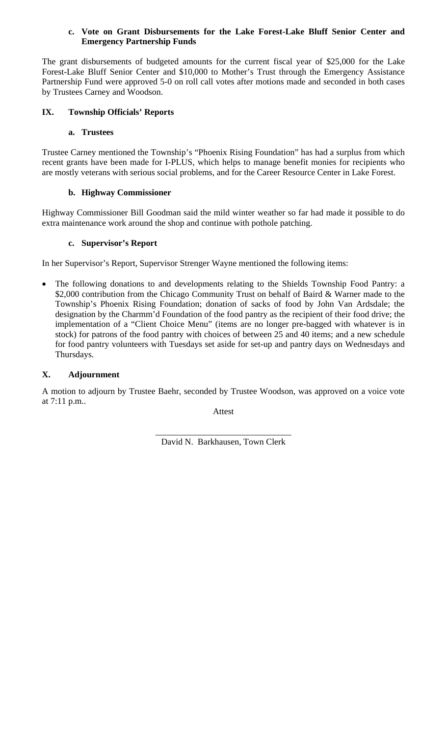### c. Vote on Grant Disbursements for the Lake Forest-Lake Bluff Senior Center and Emergency Partnership Funds

The grant disbursements of budgeted amounts for the current fiscal year of $25,000 for the Lake Forest-Lake Bluff Senior Center and $10,000 to Mother's Trust through the Emergency Assistance Partnership Fund were approved 5-0 on roll call votes after motions made and seconded in both cases by Trustees Carney and Woodson.

## IX. Township Officials' Reports

### a. Trustees

Trustee Carney mentioned the Township's "Phoenix Rising Foundation" has had a surplus from which recent grants have been made for I-PLUS, which helps to manage benefit monies for recipients who are mostly veterans with serious social problems, and for the Career Resource Center in Lake Forest.

### b. Highway Commissioner

Highway Commissioner Bill Goodman said the mild winter weather so far had made it possible to do extra maintenance work around the shop and continue with pothole patching.

### c. Supervisor's Report

In her Supervisor's Report, Supervisor Strenger Wayne mentioned the following items:

- The following donations to and developments relating to the Shields Township Food Pantry: a $2,000 contribution from the Chicago Community Trust on behalf of Baird & Warner made to the Township's Phoenix Rising Foundation; donation of sacks of food by John Van Ardsdale; the designation by the Charmm'd Foundation of the food pantry as the recipient of their food drive; the implementation of a "Client Choice Menu" (items are no longer pre-bagged with whatever is in stock) for patrons of the food pantry with choices of between 25 and 40 items; and a new schedule for food pantry volunteers with Tuesdays set aside for set-up and pantry days on Wednesdays and Thursdays.

## X. Adjournment

A motion to adjourn by Trustee Baehr, seconded by Trustee Woodson, was approved on a voice vote at 7:11 p.m..

Attest

_______________________________
David N. Barkhausen, Town Clerk